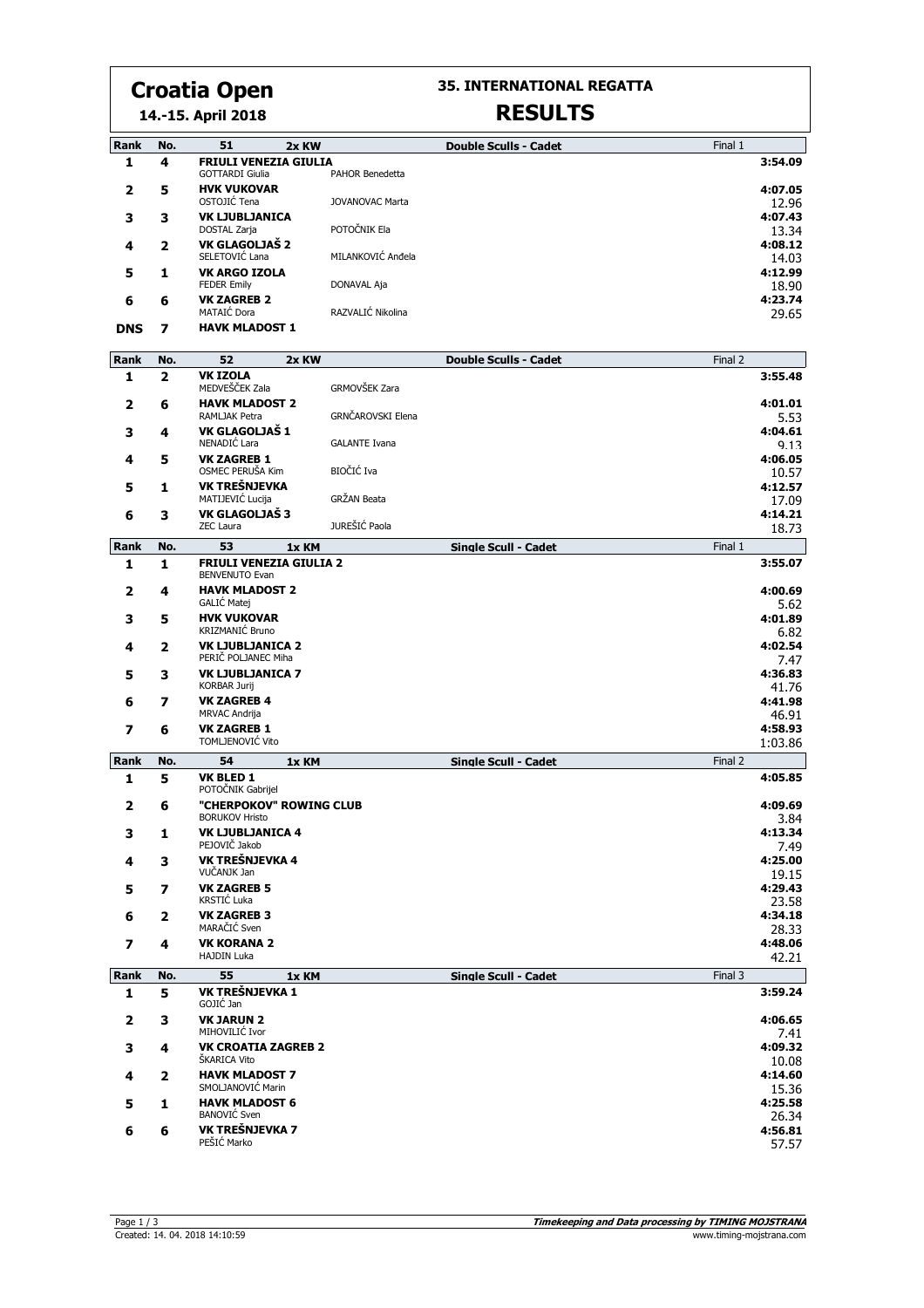# Croatia Open

**14.-15. April 2018**

## 35. INTERNATIONAL REGATTA

## RESULTS

| Rank | No. | 51 2x KW | | Double Sculls - Cadet | Final 1 |
|---|---|---|---|---|---|
| 1 | 4 | **FRIULI VENEZIA GIULIA** GOTTARDI Giulia | PAHOR Benedetta | | 3:54.09 |
| 2 | 5 | **HVK VUKOVAR** OSTOJIĆ Tena | JOVANOVAC Marta | | 4:07.05 12.96 |
| 3 | 3 | **VK LJUBLJANICA** DOSTAL Zarja | POTOČNIK Ela | | 4:07.43 13.34 |
| 4 | 2 | **VK GLAGOLJAŠ 2** SELETOVIĆ Lana | MILANKOVIĆ Anđela | | 4:08.12 14.03 |
| 5 | 1 | **VK ARGO IZOLA** FEDER Emily | DONAVAL Aja | | 4:12.99 18.90 |
| 6 | 6 | **VK ZAGREB 2** MATAIĆ Dora | RAZVALIĆ Nikolina | | 4:23.74 29.65 |
| DNS | 7 | **HAVK MLADOST 1** | | | |

| Rank | No. | 52 2x KW | | Double Sculls - Cadet | Final 2 |
|---|---|---|---|---|---|
| 1 | 2 | **VK IZOLA** MEDVEŠČEK Zala | GRMOVŠEK Zara | | 3:55.48 |
| 2 | 6 | **HAVK MLADOST 2** RAMLJAK Petra | GRNČAROVSKI Elena | | 4:01.01 5.53 |
| 3 | 4 | **VK GLAGOLJAŠ 1** NENADIĆ Lara | GALANTE Ivana | | 4:04.61 9.13 |
| 4 | 5 | **VK ZAGREB 1** OSMEC PERUŠA Kim | BIOČIĆ Iva | | 4:06.05 10.57 |
| 5 | 1 | **VK TREŠNJEVKA** MATIJEVIĆ Lucija | GRŽAN Beata | | 4:12.57 17.09 |
| 6 | 3 | **VK GLAGOLJAŠ 3** ZEC Laura | JUREŠIĆ Paola | | 4:14.21 18.73 |

| Rank | No. | 53 1x KM | Single Scull - Cadet | Final 1 |
|---|---|---|---|---|
| 1 | 1 | **FRIULI VENEZIA GIULIA 2** BENVENUTO Evan | | 3:55.07 |
| 2 | 4 | **HAVK MLADOST 2** GALIĆ Matej | | 4:00.69 5.62 |
| 3 | 5 | **HVK VUKOVAR** KRIZMANIĆ Bruno | | 4:01.89 6.82 |
| 4 | 2 | **VK LJUBLJANICA 2** PERIČ POLJANEC Miha | | 4:02.54 7.47 |
| 5 | 3 | **VK LJUBLJANICA 7** KORBAR Jurij | | 4:36.83 41.76 |
| 6 | 7 | **VK ZAGREB 4** MRVAC Andrija | | 4:41.98 46.91 |
| 7 | 6 | **VK ZAGREB 1** TOMLJENOVIĆ Vito | | 4:58.93 1:03.86 |

| Rank | No. | 54 1x KM | Single Scull - Cadet | Final 2 |
|---|---|---|---|---|
| 1 | 5 | **VK BLED 1** POTOČNIK Gabrijel | | 4:05.85 |
| 2 | 6 | **"CHERPOKOV" ROWING CLUB** BORUKOV Hristo | | 4:09.69 3.84 |
| 3 | 1 | **VK LJUBLJANICA 4** PEJOVIČ Jakob | | 4:13.34 7.49 |
| 4 | 3 | **VK TREŠNJEVKA 4** VUČANJK Jan | | 4:25.00 19.15 |
| 5 | 7 | **VK ZAGREB 5** KRSTIĆ Luka | | 4:29.43 23.58 |
| 6 | 2 | **VK ZAGREB 3** MARAČIĆ Sven | | 4:34.18 28.33 |
| 7 | 4 | **VK KORANA 2** HAJDIN Luka | | 4:48.06 42.21 |

| Rank | No. | 55 1x KM | Single Scull - Cadet | Final 3 |
|---|---|---|---|---|
| 1 | 5 | **VK TREŠNJEVKA 1** GOJIĆ Jan | | 3:59.24 |
| 2 | 3 | **VK JARUN 2** MIHOVILIĆ Ivor | | 4:06.65 7.41 |
| 3 | 4 | **VK CROATIA ZAGREB 2** ŠKARICA Vito | | 4:09.32 10.08 |
| 4 | 2 | **HAVK MLADOST 7** SMOLJANOVIĆ Marin | | 4:14.60 15.36 |
| 5 | 1 | **HAVK MLADOST 6** BANOVIĆ Sven | | 4:25.58 26.34 |
| 6 | 6 | **VK TREŠNJEVKA 7** PEŠIĆ Marko | | 4:56.81 57.57 |

Created: 14. 04. 2018 14:10:59

*Timekeeping and Data processing by TIMING MOJSTRANA*
www.timing-mojstrana.com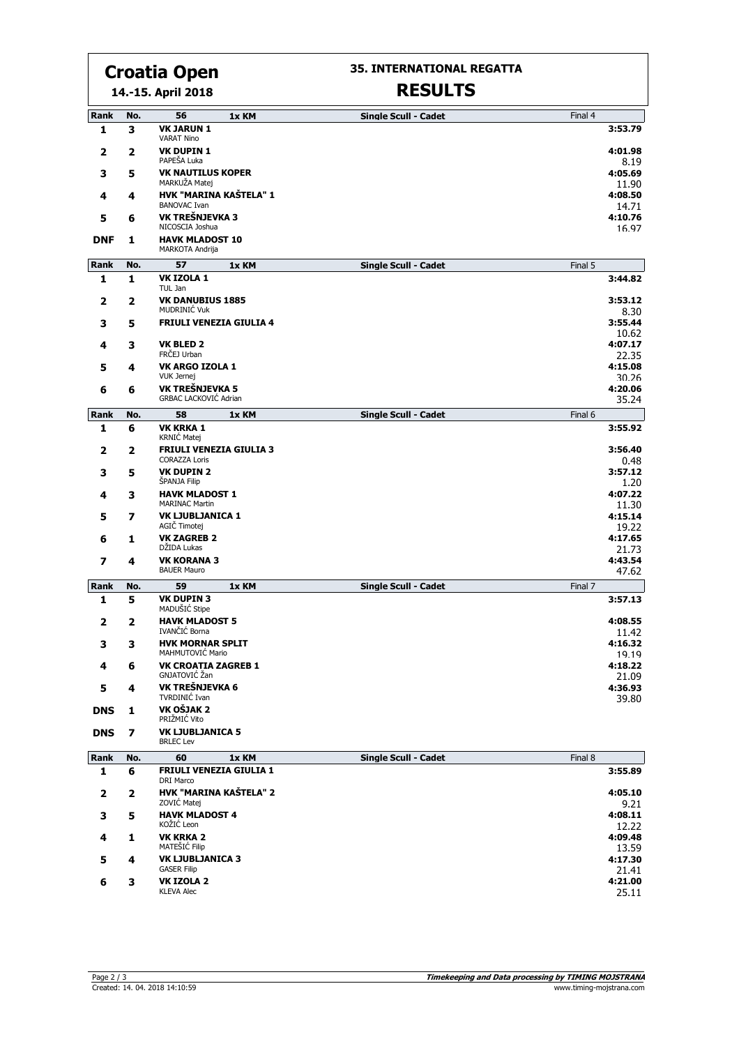# Croatia Open

**14.-15. April 2018**

## 35. INTERNATIONAL REGATTA

## RESULTS

| Rank | No. | 56 1x KM | Single Scull - Cadet | Final 4 |
|---|---|---|---|---|
| 1 | 3 | **VK JARUN 1**<br>VARAT Nino | | 3:53.79 |
| 2 | 2 | **VK DUPIN 1**<br>PAPEŠA Luka | | 4:01.98<br>8.19 |
| 3 | 5 | **VK NAUTILUS KOPER**<br>MARKUŽA Matej | | 4:05.69<br>11.90 |
| 4 | 4 | **HVK "MARINA KAŠTELA" 1**<br>BANOVAC Ivan | | 4:08.50<br>14.71 |
| 5 | 6 | **VK TREŠNJEVKA 3**<br>NICOSCIA Joshua | | 4:10.76<br>16.97 |
| DNF | 1 | **HAVK MLADOST 10**<br>MARKOTA Andrija | | |

| Rank | No. | 57 1x KM | Single Scull - Cadet | Final 5 |
|---|---|---|---|---|
| 1 | 1 | **VK IZOLA 1**<br>TUL Jan | | 3:44.82 |
| 2 | 2 | **VK DANUBIUS 1885**<br>MUDRINIĆ Vuk | | 3:53.12<br>8.30 |
| 3 | 5 | **FRIULI VENEZIA GIULIA 4** | | 3:55.44<br>10.62 |
| 4 | 3 | **VK BLED 2**<br>FRČEJ Urban | | 4:07.17<br>22.35 |
| 5 | 4 | **VK ARGO IZOLA 1**<br>VUK Jernej | | 4:15.08<br>30.26 |
| 6 | 6 | **VK TREŠNJEVKA 5**<br>GRBAC LACKOVIĆ Adrian | | 4:20.06<br>35.24 |

| Rank | No. | 58 1x KM | Single Scull - Cadet | Final 6 |
|---|---|---|---|---|
| 1 | 6 | **VK KRKA 1**<br>KRNIĆ Matej | | 3:55.92 |
| 2 | 2 | **FRIULI VENEZIA GIULIA 3**<br>CORAZZA Loris | | 3:56.40<br>0.48 |
| 3 | 5 | **VK DUPIN 2**<br>ŠPANJA Filip | | 3:57.12<br>1.20 |
| 4 | 3 | **HAVK MLADOST 1**<br>MARINAC Martin | | 4:07.22<br>11.30 |
| 5 | 7 | **VK LJUBLJANICA 1**<br>AGIČ Timotej | | 4:15.14<br>19.22 |
| 6 | 1 | **VK ZAGREB 2**<br>DŽIDA Lukas | | 4:17.65<br>21.73 |
| 7 | 4 | **VK KORANA 3**<br>BAUER Mauro | | 4:43.54<br>47.62 |

| Rank | No. | 59 1x KM | Single Scull - Cadet | Final 7 |
|---|---|---|---|---|
| 1 | 5 | **VK DUPIN 3**<br>MADUŠIĆ Stipe | | 3:57.13 |
| 2 | 2 | **HAVK MLADOST 5**<br>IVANČIĆ Borna | | 4:08.55<br>11.42 |
| 3 | 3 | **HVK MORNAR SPLIT**<br>MAHMUTOVIĆ Mario | | 4:16.32<br>19.19 |
| 4 | 6 | **VK CROATIA ZAGREB 1**<br>GNJATOVIĆ Žan | | 4:18.22<br>21.09 |
| 5 | 4 | **VK TREŠNJEVKA 6**<br>TVRDINIĆ Ivan | | 4:36.93<br>39.80 |
| DNS | 1 | **VK OŠJAK 2**<br>PRIŽMIĆ Vito | | |
| DNS | 7 | **VK LJUBLJANICA 5**<br>BRLEC Lev | | |

| Rank | No. | 60 1x KM | Single Scull - Cadet | Final 8 |
|---|---|---|---|---|
| 1 | 6 | **FRIULI VENEZIA GIULIA 1**<br>DRI Marco | | 3:55.89 |
| 2 | 2 | **HVK "MARINA KAŠTELA" 2**<br>ZOVIĆ Matej | | 4:05.10<br>9.21 |
| 3 | 5 | **HAVK MLADOST 4**<br>KOŽIĆ Leon | | 4:08.11<br>12.22 |
| 4 | 1 | **VK KRKA 2**<br>MATEŠIĆ Filip | | 4:09.48<br>13.59 |
| 5 | 4 | **VK LJUBLJANICA 3**<br>GASER Filip | | 4:17.30<br>21.41 |
| 6 | 3 | **VK IZOLA 2**<br>KLEVA Alec | | 4:21.00<br>25.11 |

Created: 14. 04. 2018 14:10:59

*Timekeeping and Data processing by TIMING MOJSTRANA*
www.timing-mojstrana.com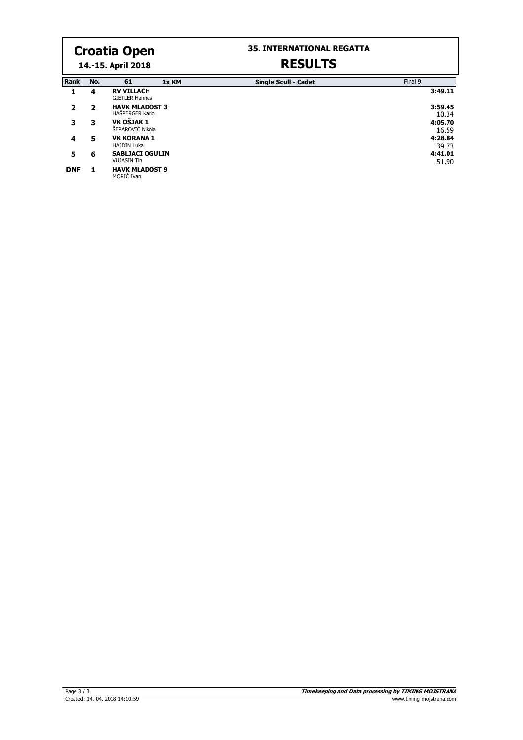# Croatia Open

**14.-15. April 2018**

## 35. INTERNATIONAL REGATTA

# RESULTS

| Rank | No. | 61 | 1x KM | Single Scull - Cadet | Final 9 |
|---|---|---|---|---|---|
| 1 | 4 | **RV VILLACH**<br>GIETLER Hannes | | | **3:49.11** |
| 2 | 2 | **HAVK MLADOST 3**<br>HAŠPERGER Karlo | | | **3:59.45**<br>10.34 |
| 3 | 3 | **VK OŠJAK 1**<br>ŠEPAROVIĆ Nikola | | | **4:05.70**<br>16.59 |
| 4 | 5 | **VK KORANA 1**<br>HAJDIN Luka | | | **4:28.84**<br>39.73 |
| 5 | 6 | **SABLJACI OGULIN**<br>VUJASIN Tin | | | **4:41.01**<br>51.90 |
| DNF | 1 | **HAVK MLADOST 9**<br>MORIĆ Ivan | | | |

Created: 14. 04. 2018 14:10:59

*Timekeeping and Data processing by TIMING MOJSTRANA*
www.timing-mojstrana.com